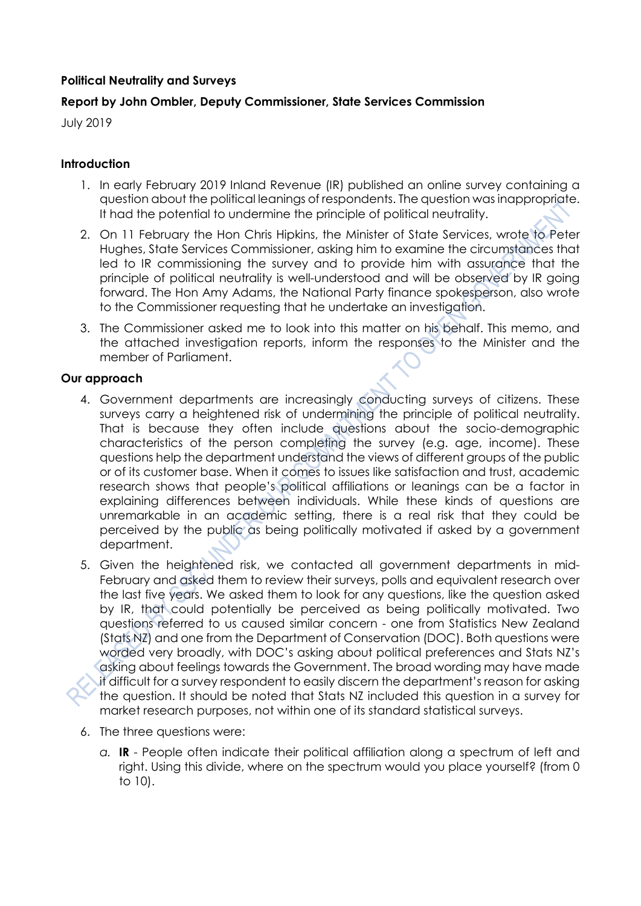**Political Neutrality and Surveys**

**Report by John Ombler, Deputy Commissioner, State Services Commission**

July 2019

**Introduction**

1. In early February 2019 Inland Revenue (IR) published an online survey containing a question about the political leanings of respondents. The question was inappropriate. It had the potential to undermine the principle of political neutrality.
2. On 11 February the Hon Chris Hipkins, the Minister of State Services, wrote to Peter Hughes, State Services Commissioner, asking him to examine the circumstances that led to IR commissioning the survey and to provide him with assurance that the principle of political neutrality is well-understood and will be observed by IR going forward. The Hon Amy Adams, the National Party finance spokesperson, also wrote to the Commissioner requesting that he undertake an investigation.
3. The Commissioner asked me to look into this matter on his behalf. This memo, and the attached investigation reports, inform the responses to the Minister and the member of Parliament.

**Our approach**

4. Government departments are increasingly conducting surveys of citizens. These surveys carry a heightened risk of undermining the principle of political neutrality. That is because they often include questions about the socio-demographic characteristics of the person completing the survey (e.g. age, income). These questions help the department understand the views of different groups of the public or of its customer base. When it comes to issues like satisfaction and trust, academic research shows that people's political affiliations or leanings can be a factor in explaining differences between individuals. While these kinds of questions are unremarkable in an academic setting, there is a real risk that they could be perceived by the public as being politically motivated if asked by a government department.
5. Given the heightened risk, we contacted all government departments in mid-February and asked them to review their surveys, polls and equivalent research over the last five years. We asked them to look for any questions, like the question asked by IR, that could potentially be perceived as being politically motivated. Two questions referred to us caused similar concern - one from Statistics New Zealand (Stats NZ) and one from the Department of Conservation (DOC). Both questions were worded very broadly, with DOC's asking about political preferences and Stats NZ's asking about feelings towards the Government. The broad wording may have made it difficult for a survey respondent to easily discern the department's reason for asking the question. It should be noted that Stats NZ included this question in a survey for market research purposes, not within one of its standard statistical surveys.
6. The three questions were:
   a. **IR** - People often indicate their political affiliation along a spectrum of left and right. Using this divide, where on the spectrum would you place yourself? (from 0 to 10).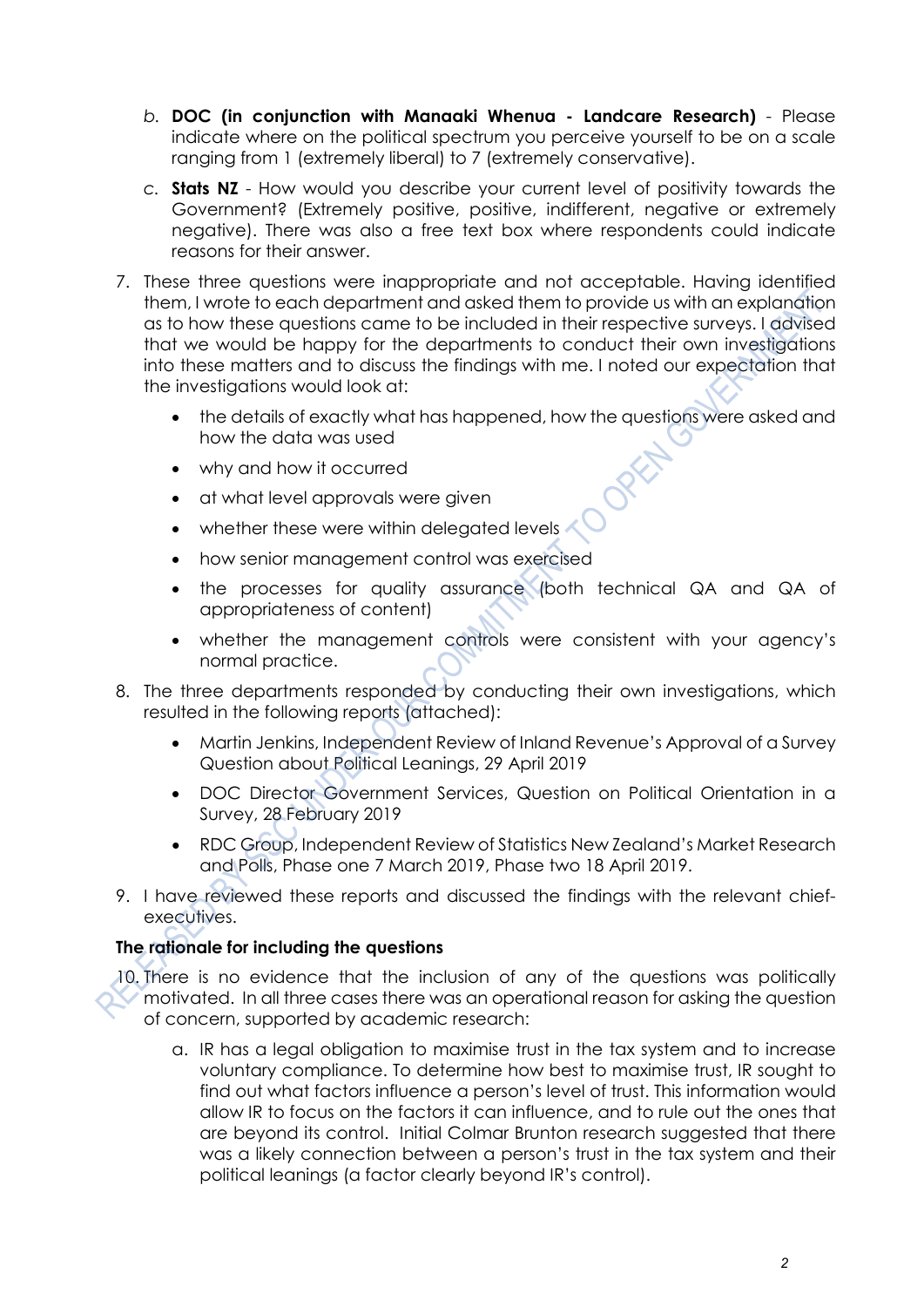b. **DOC (in conjunction with Manaaki Whenua - Landcare Research)** - Please indicate where on the political spectrum you perceive yourself to be on a scale ranging from 1 (extremely liberal) to 7 (extremely conservative).

c. **Stats NZ** - How would you describe your current level of positivity towards the Government? (Extremely positive, positive, indifferent, negative or extremely negative). There was also a free text box where respondents could indicate reasons for their answer.

7. These three questions were inappropriate and not acceptable. Having identified them, I wrote to each department and asked them to provide us with an explanation as to how these questions came to be included in their respective surveys. I advised that we would be happy for the departments to conduct their own investigations into these matters and to discuss the findings with me. I noted our expectation that the investigations would look at:

   - the details of exactly what has happened, how the questions were asked and how the data was used
   - why and how it occurred
   - at what level approvals were given
   - whether these were within delegated levels
   - how senior management control was exercised
   - the processes for quality assurance (both technical QA and QA of appropriateness of content)
   - whether the management controls were consistent with your agency's normal practice.

8. The three departments responded by conducting their own investigations, which resulted in the following reports (attached):

   - Martin Jenkins, Independent Review of Inland Revenue's Approval of a Survey Question about Political Leanings, 29 April 2019
   - DOC Director Government Services, Question on Political Orientation in a Survey, 28 February 2019
   - RDC Group, Independent Review of Statistics New Zealand's Market Research and Polls, Phase one 7 March 2019, Phase two 18 April 2019.

9. I have reviewed these reports and discussed the findings with the relevant chief-executives.

**The rationale for including the questions**

10. There is no evidence that the inclusion of any of the questions was politically motivated. In all three cases there was an operational reason for asking the question of concern, supported by academic research:

    a. IR has a legal obligation to maximise trust in the tax system and to increase voluntary compliance. To determine how best to maximise trust, IR sought to find out what factors influence a person's level of trust. This information would allow IR to focus on the factors it can influence, and to rule out the ones that are beyond its control. Initial Colmar Brunton research suggested that there was a likely connection between a person's trust in the tax system and their political leanings (a factor clearly beyond IR's control).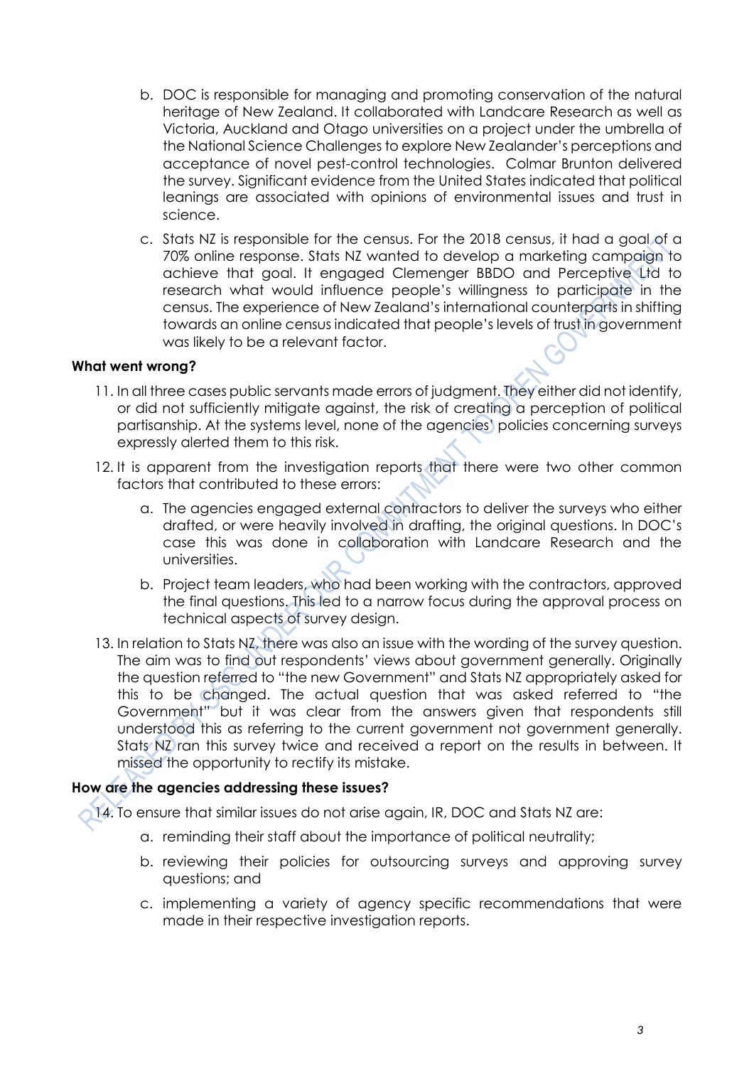b. DOC is responsible for managing and promoting conservation of the natural heritage of New Zealand. It collaborated with Landcare Research as well as Victoria, Auckland and Otago universities on a project under the umbrella of the National Science Challenges to explore New Zealander's perceptions and acceptance of novel pest-control technologies. Colmar Brunton delivered the survey. Significant evidence from the United States indicated that political leanings are associated with opinions of environmental issues and trust in science.

c. Stats NZ is responsible for the census. For the 2018 census, it had a goal of a 70% online response. Stats NZ wanted to develop a marketing campaign to achieve that goal. It engaged Clemenger BBDO and Perceptive Ltd to research what would influence people's willingness to participate in the census. The experience of New Zealand's international counterparts in shifting towards an online census indicated that people's levels of trust in government was likely to be a relevant factor.

**What went wrong?**

11. In all three cases public servants made errors of judgment. They either did not identify, or did not sufficiently mitigate against, the risk of creating a perception of political partisanship. At the systems level, none of the agencies' policies concerning surveys expressly alerted them to this risk.

12. It is apparent from the investigation reports that there were two other common factors that contributed to these errors:

    a. The agencies engaged external contractors to deliver the surveys who either drafted, or were heavily involved in drafting, the original questions. In DOC's case this was done in collaboration with Landcare Research and the universities.

    b. Project team leaders, who had been working with the contractors, approved the final questions. This led to a narrow focus during the approval process on technical aspects of survey design.

13. In relation to Stats NZ, there was also an issue with the wording of the survey question. The aim was to find out respondents' views about government generally. Originally the question referred to "the new Government" and Stats NZ appropriately asked for this to be changed. The actual question that was asked referred to "the Government" but it was clear from the answers given that respondents still understood this as referring to the current government not government generally. Stats NZ ran this survey twice and received a report on the results in between. It missed the opportunity to rectify its mistake.

**How are the agencies addressing these issues?**

14. To ensure that similar issues do not arise again, IR, DOC and Stats NZ are:

    a. reminding their staff about the importance of political neutrality;

    b. reviewing their policies for outsourcing surveys and approving survey questions; and

    c. implementing a variety of agency specific recommendations that were made in their respective investigation reports.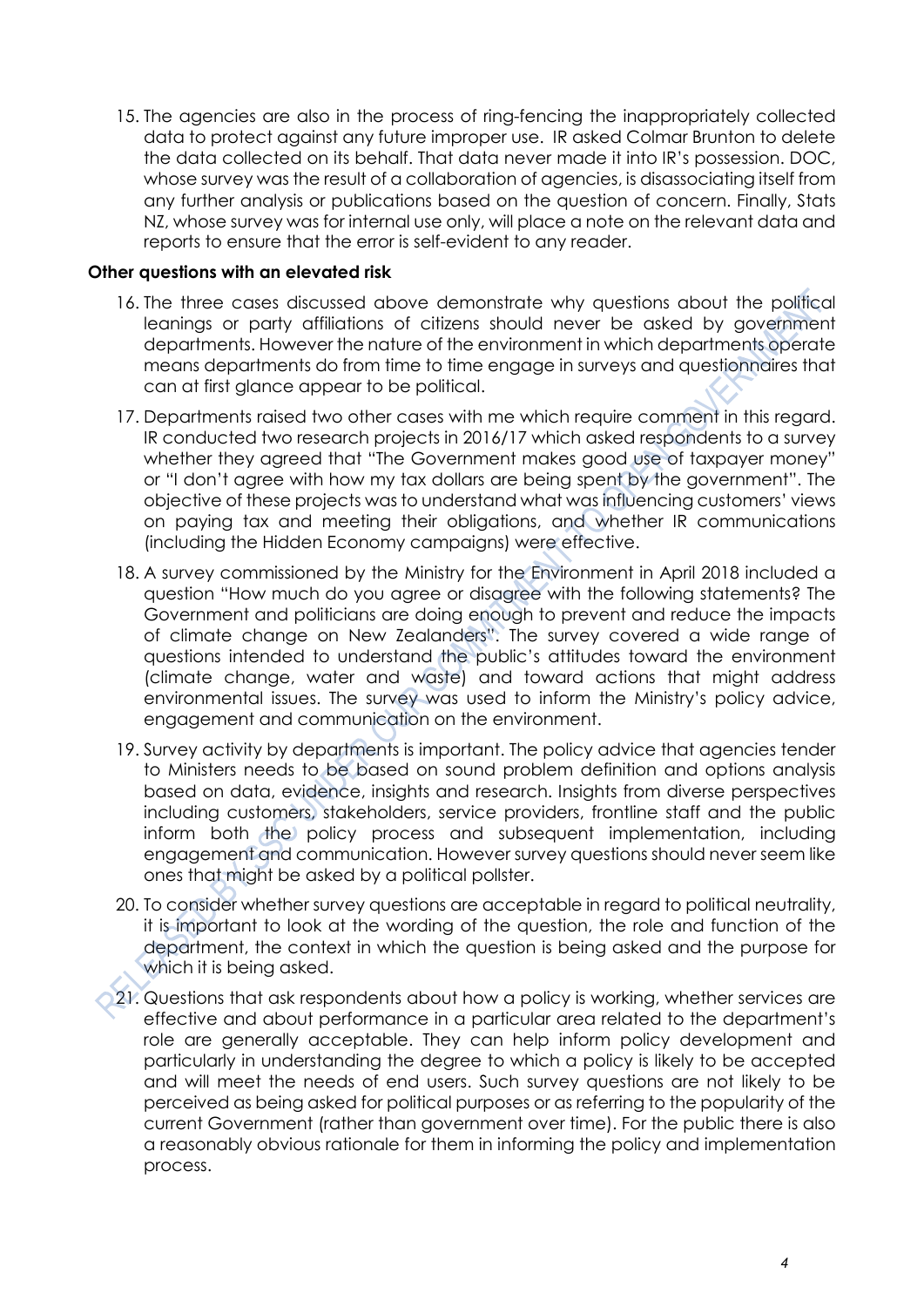15. The agencies are also in the process of ring-fencing the inappropriately collected data to protect against any future improper use. IR asked Colmar Brunton to delete the data collected on its behalf. That data never made it into IR's possession. DOC, whose survey was the result of a collaboration of agencies, is disassociating itself from any further analysis or publications based on the question of concern. Finally, Stats NZ, whose survey was for internal use only, will place a note on the relevant data and reports to ensure that the error is self-evident to any reader.

**Other questions with an elevated risk**

16. The three cases discussed above demonstrate why questions about the political leanings or party affiliations of citizens should never be asked by government departments. However the nature of the environment in which departments operate means departments do from time to time engage in surveys and questionnaires that can at first glance appear to be political.

17. Departments raised two other cases with me which require comment in this regard. IR conducted two research projects in 2016/17 which asked respondents to a survey whether they agreed that "The Government makes good use of taxpayer money" or "I don't agree with how my tax dollars are being spent by the government". The objective of these projects was to understand what was influencing customers' views on paying tax and meeting their obligations, and whether IR communications (including the Hidden Economy campaigns) were effective.

18. A survey commissioned by the Ministry for the Environment in April 2018 included a question "How much do you agree or disagree with the following statements? The Government and politicians are doing enough to prevent and reduce the impacts of climate change on New Zealanders". The survey covered a wide range of questions intended to understand the public's attitudes toward the environment (climate change, water and waste) and toward actions that might address environmental issues. The survey was used to inform the Ministry's policy advice, engagement and communication on the environment.

19. Survey activity by departments is important. The policy advice that agencies tender to Ministers needs to be based on sound problem definition and options analysis based on data, evidence, insights and research. Insights from diverse perspectives including customers, stakeholders, service providers, frontline staff and the public inform both the policy process and subsequent implementation, including engagement and communication. However survey questions should never seem like ones that might be asked by a political pollster.

20. To consider whether survey questions are acceptable in regard to political neutrality, it is important to look at the wording of the question, the role and function of the department, the context in which the question is being asked and the purpose for which it is being asked.

21. Questions that ask respondents about how a policy is working, whether services are effective and about performance in a particular area related to the department's role are generally acceptable. They can help inform policy development and particularly in understanding the degree to which a policy is likely to be accepted and will meet the needs of end users. Such survey questions are not likely to be perceived as being asked for political purposes or as referring to the popularity of the current Government (rather than government over time). For the public there is also a reasonably obvious rationale for them in informing the policy and implementation process.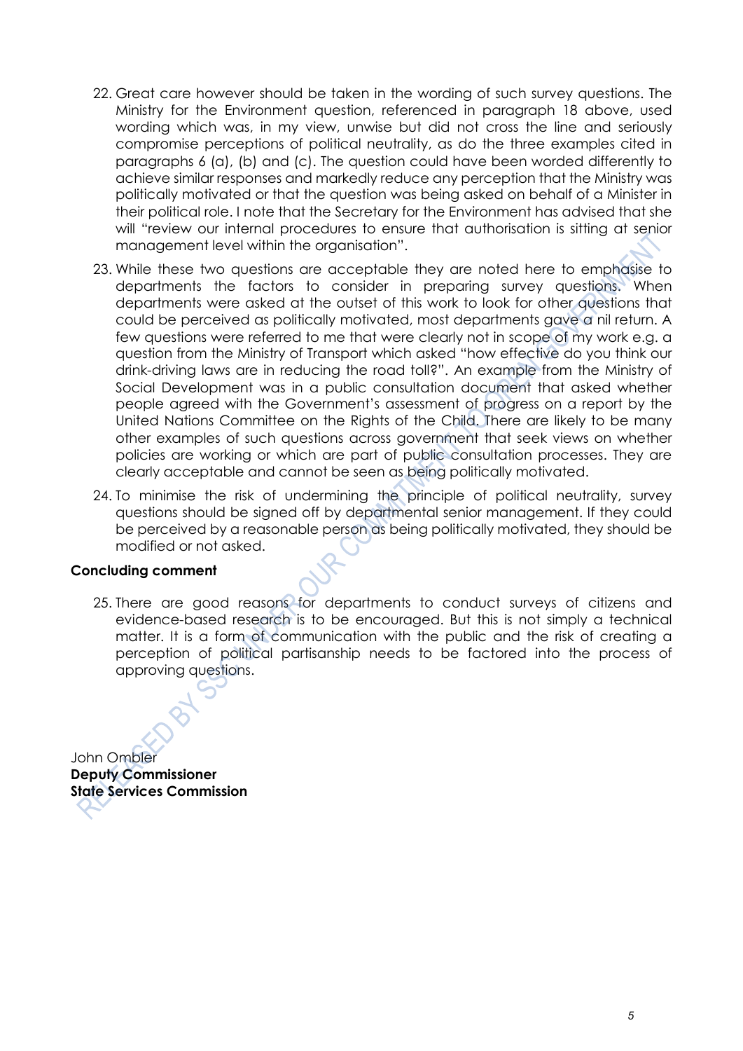22. Great care however should be taken in the wording of such survey questions. The Ministry for the Environment question, referenced in paragraph 18 above, used wording which was, in my view, unwise but did not cross the line and seriously compromise perceptions of political neutrality, as do the three examples cited in paragraphs 6 (a), (b) and (c). The question could have been worded differently to achieve similar responses and markedly reduce any perception that the Ministry was politically motivated or that the question was being asked on behalf of a Minister in their political role. I note that the Secretary for the Environment has advised that she will "review our internal procedures to ensure that authorisation is sitting at senior management level within the organisation".

23. While these two questions are acceptable they are noted here to emphasise to departments the factors to consider in preparing survey questions. When departments were asked at the outset of this work to look for other questions that could be perceived as politically motivated, most departments gave a nil return. A few questions were referred to me that were clearly not in scope of my work e.g. a question from the Ministry of Transport which asked "how effective do you think our drink-driving laws are in reducing the road toll?". An example from the Ministry of Social Development was in a public consultation document that asked whether people agreed with the Government's assessment of progress on a report by the United Nations Committee on the Rights of the Child. There are likely to be many other examples of such questions across government that seek views on whether policies are working or which are part of public consultation processes. They are clearly acceptable and cannot be seen as being politically motivated.

24. To minimise the risk of undermining the principle of political neutrality, survey questions should be signed off by departmental senior management. If they could be perceived by a reasonable person as being politically motivated, they should be modified or not asked.

**Concluding comment**

25. There are good reasons for departments to conduct surveys of citizens and evidence-based research is to be encouraged. But this is not simply a technical matter. It is a form of communication with the public and the risk of creating a perception of political partisanship needs to be factored into the process of approving questions.

John Ombler
**Deputy Commissioner**
**State Services Commission**